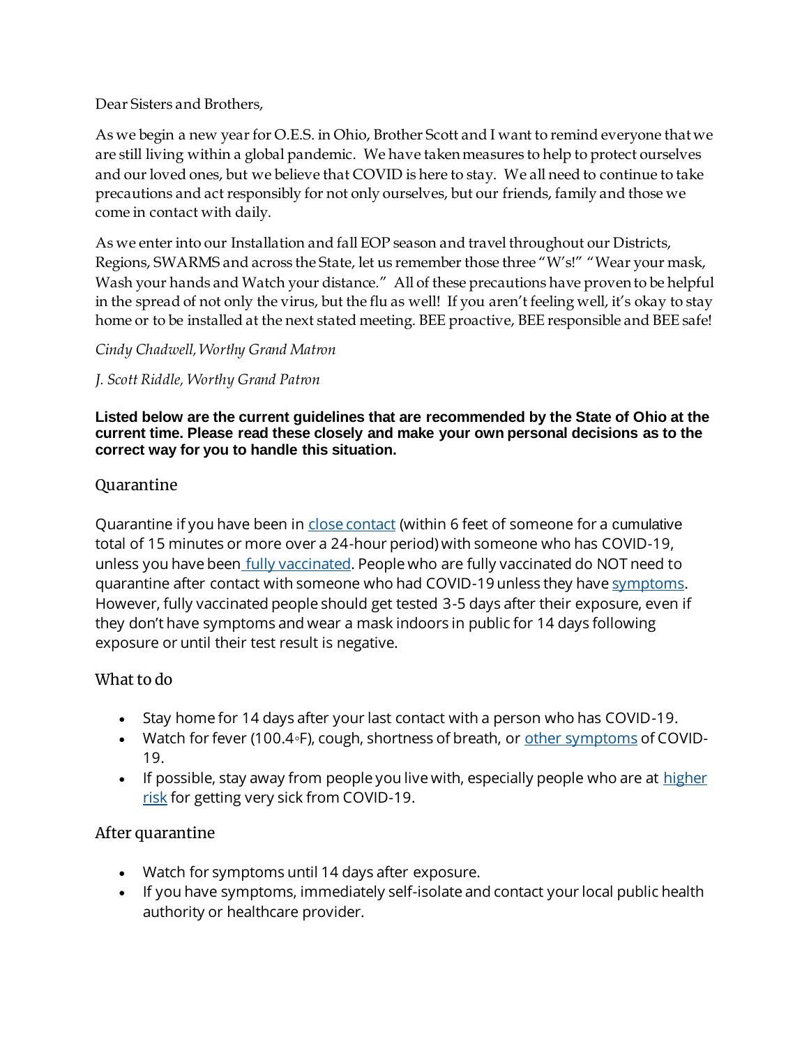Dear Sisters and Brothers,

As we begin a new year for O.E.S. in Ohio, Brother Scott and I want to remind everyone that we are still living within a global pandemic. We have taken measures to help to protect ourselves and our loved ones, but we believe that COVID is here to stay. We all need to continue to take precautions and act responsibly for not only ourselves, but our friends, family and those we come in contact with daily.

As we enter into our Installation and fall EOP season and travel throughout our Districts, Regions, SWARMS and across the State, let us remember those three "W's!" "Wear your mask, Wash your hands and Watch your distance." All of these precautions have proven to be helpful in the spread of not only the virus, but the flu as well! If you aren't feeling well, it's okay to stay home or to be installed at the next stated meeting. BEE proactive, BEE responsible and BEE safe!

*Cindy Chadwell, Worthy Grand Matron*

*J. Scott Riddle, Worthy Grand Patron*

**Listed below are the current guidelines that are recommended by the State of Ohio at the current time. Please read these closely and make your own personal decisions as to the correct way for you to handle this situation.**

## Quarantine

Quarantine if you have been in close contact (within 6 feet of someone for a cumulative total of 15 minutes or more over a 24-hour period) with someone who has COVID-19, unless you have been fully vaccinated. People who are fully vaccinated do NOT need to quarantine after contact with someone who had COVID-19 unless they have symptoms. However, fully vaccinated people should get tested 3-5 days after their exposure, even if they don't have symptoms and wear a mask indoors in public for 14 days following exposure or until their test result is negative.

## What to do

- Stay home for 14 days after your last contact with a person who has COVID-19.
- Watch for fever (100.4◦F), cough, shortness of breath, or other symptoms of COVID-19.
- If possible, stay away from people you live with, especially people who are at higher risk for getting very sick from COVID-19.

## After quarantine

- Watch for symptoms until 14 days after exposure.
- If you have symptoms, immediately self-isolate and contact your local public health authority or healthcare provider.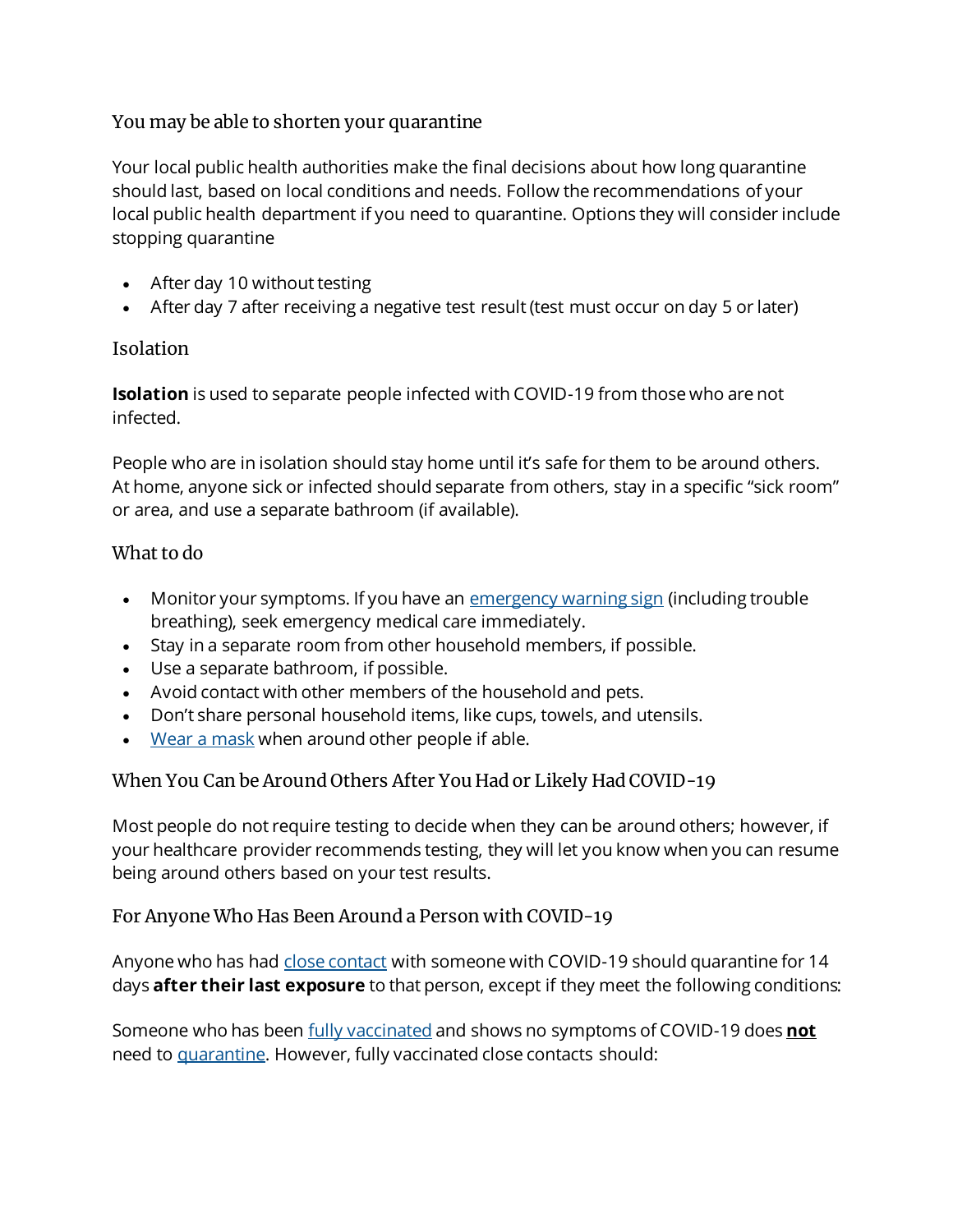## You may be able to shorten your quarantine

Your local public health authorities make the final decisions about how long quarantine should last, based on local conditions and needs. Follow the recommendations of your local public health department if you need to quarantine. Options they will consider include stopping quarantine

- After day 10 without testing
- After day 7 after receiving a negative test result (test must occur on day 5 or later)

## Isolation

**Isolation** is used to separate people infected with COVID-19 from those who are not infected.

People who are in isolation should stay home until it's safe for them to be around others. At home, anyone sick or infected should separate from others, stay in a specific "sick room" or area, and use a separate bathroom (if available).

## What to do

- Monitor your symptoms. If you have an emergency warning sign (including trouble breathing), seek emergency medical care immediately.
- Stay in a separate room from other household members, if possible.
- Use a separate bathroom, if possible.
- Avoid contact with other members of the household and pets.
- Don't share personal household items, like cups, towels, and utensils.
- Wear a mask when around other people if able.

## When You Can be Around Others After You Had or Likely Had COVID-19

Most people do not require testing to decide when they can be around others; however, if your healthcare provider recommends testing, they will let you know when you can resume being around others based on your test results.

## For Anyone Who Has Been Around a Person with COVID-19

Anyone who has had close contact with someone with COVID-19 should quarantine for 14 days **after their last exposure** to that person, except if they meet the following conditions:

Someone who has been fully vaccinated and shows no symptoms of COVID-19 does **not** need to quarantine. However, fully vaccinated close contacts should: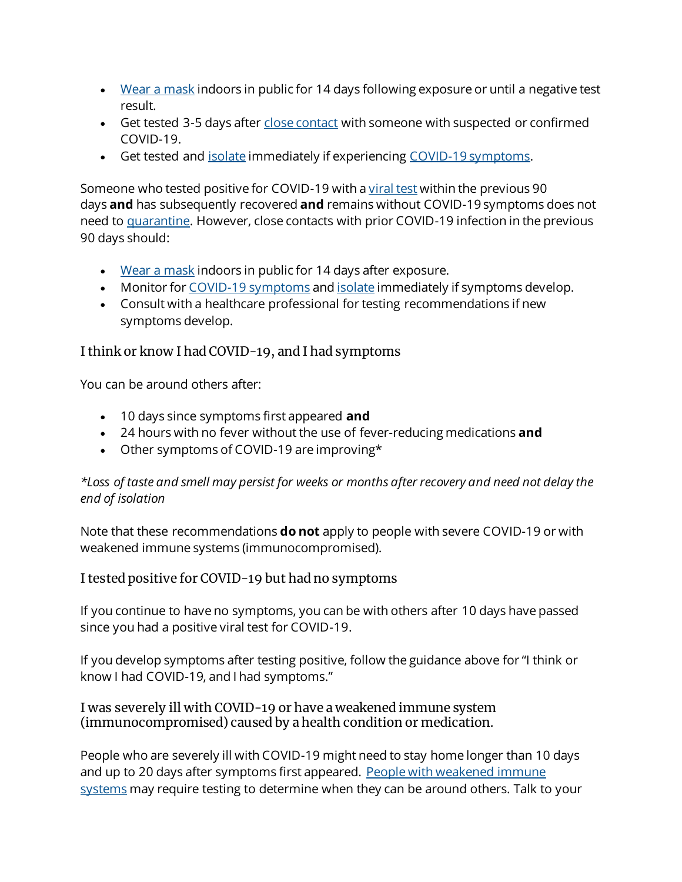- Wear a mask indoors in public for 14 days following exposure or until a negative test result.
- Get tested 3-5 days after close contact with someone with suspected or confirmed COVID-19.
- Get tested and isolate immediately if experiencing COVID-19 symptoms.

Someone who tested positive for COVID-19 with a viral test within the previous 90 days **and** has subsequently recovered **and** remains without COVID-19 symptoms does not need to quarantine. However, close contacts with prior COVID-19 infection in the previous 90 days should:

- Wear a mask indoors in public for 14 days after exposure.
- Monitor for COVID-19 symptoms and isolate immediately if symptoms develop.
- Consult with a healthcare professional for testing recommendations if new symptoms develop.

### I think or know I had COVID-19, and I had symptoms

You can be around others after:

- 10 days since symptoms first appeared **and**
- 24 hours with no fever without the use of fever-reducing medications **and**
- Other symptoms of COVID-19 are improving*

*\*Loss of taste and smell may persist for weeks or months after recovery and need not delay the end of isolation*

Note that these recommendations **do not** apply to people with severe COVID-19 or with weakened immune systems (immunocompromised).

### I tested positive for COVID-19 but had no symptoms

If you continue to have no symptoms, you can be with others after 10 days have passed since you had a positive viral test for COVID-19.

If you develop symptoms after testing positive, follow the guidance above for "I think or know I had COVID-19, and I had symptoms."

### I was severely ill with COVID-19 or have a weakened immune system (immunocompromised) caused by a health condition or medication.

People who are severely ill with COVID-19 might need to stay home longer than 10 days and up to 20 days after symptoms first appeared. People with weakened immune systems may require testing to determine when they can be around others. Talk to your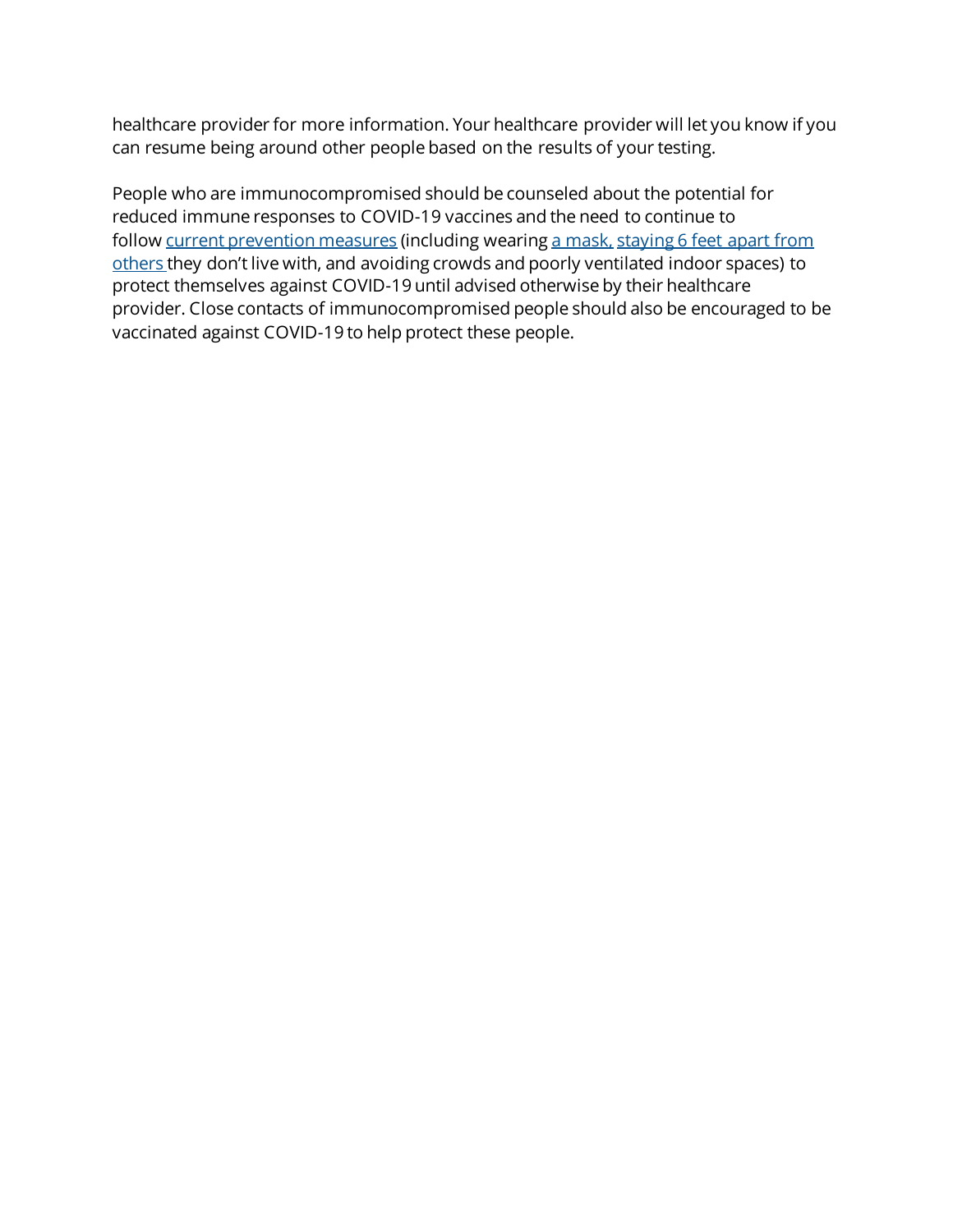healthcare provider for more information. Your healthcare provider will let you know if you can resume being around other people based on the results of your testing.

People who are immunocompromised should be counseled about the potential for reduced immune responses to COVID-19 vaccines and the need to continue to follow current prevention measures (including wearing a mask, staying 6 feet apart from others they don't live with, and avoiding crowds and poorly ventilated indoor spaces) to protect themselves against COVID-19 until advised otherwise by their healthcare provider. Close contacts of immunocompromised people should also be encouraged to be vaccinated against COVID-19 to help protect these people.